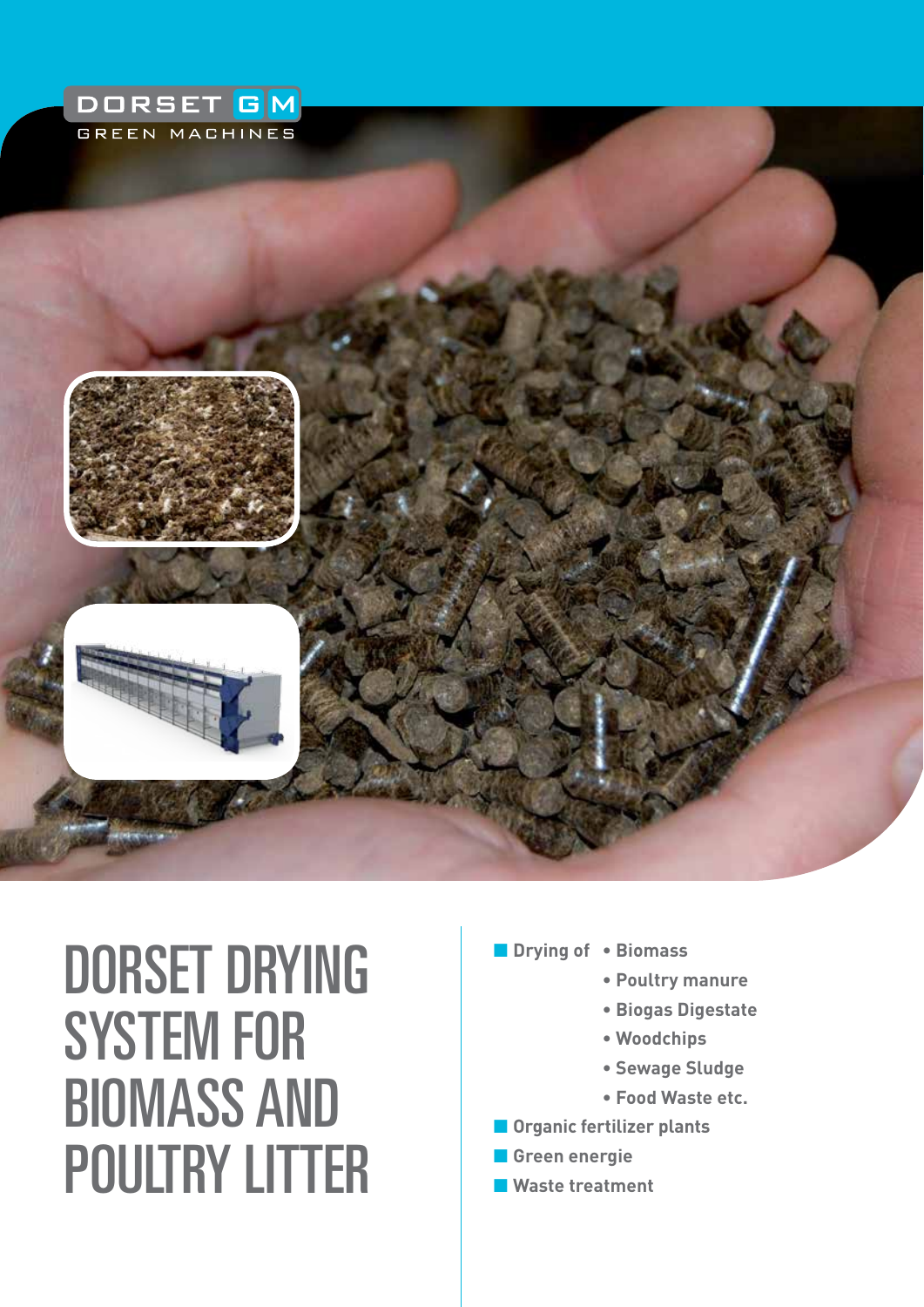DORSET GM

GREEN MACHINES

# DORSET DRYING SYSTEM FOR BIOMASS AND POULTRY LITTER

- **Drying of**
  - **Biomass**
  - **Poultry manure**
  - **Biogas Digestate**
  - **Woodchips**
  - **Sewage Sludge**
  - **Food Waste etc.**
- **Organic fertilizer plants**
- **Green energie**
- **Waste treatment**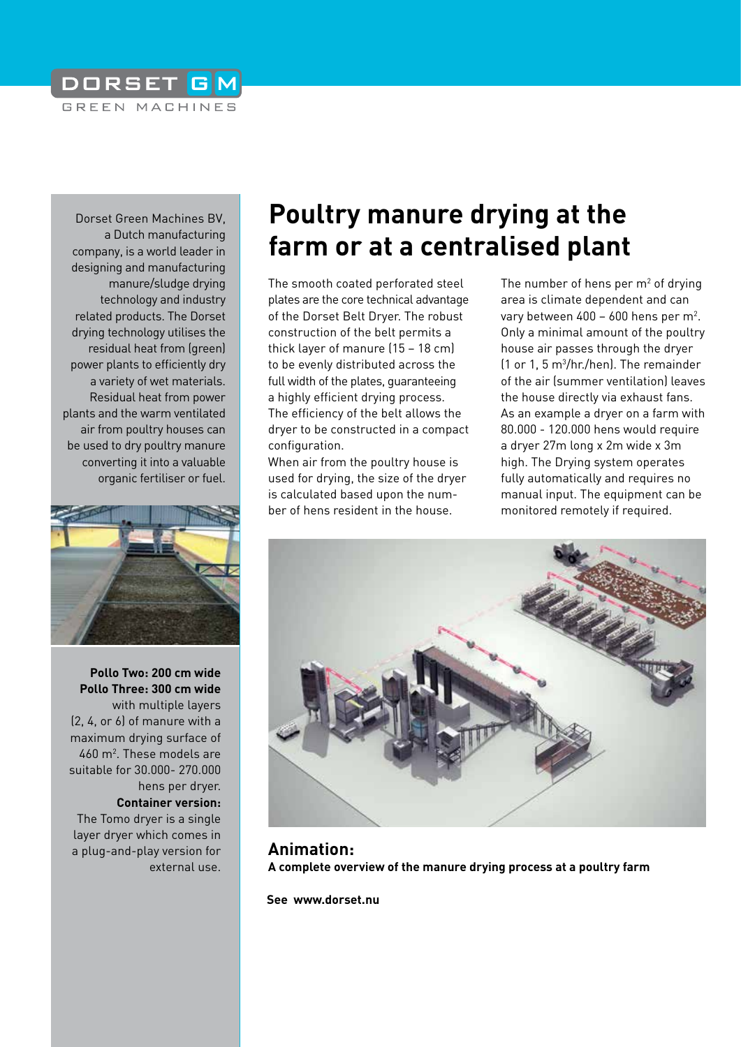# Poultry manure drying at the farm or at a centralised plant

The smooth coated perforated steel plates are the core technical advantage of the Dorset Belt Dryer. The robust construction of the belt permits a thick layer of manure (15 – 18 cm) to be evenly distributed across the full width of the plates, guaranteeing a highly efficient drying process. The efficiency of the belt allows the dryer to be constructed in a compact configuration.

When air from the poultry house is used for drying, the size of the dryer is calculated based upon the number of hens resident in the house.

The number of hens per $m^2$ of drying area is climate dependent and can vary between 400 – 600 hens per $m^2$. Only a minimal amount of the poultry house air passes through the dryer (1 or 1, 5 $m^3$/hr./hen). The remainder of the air (summer ventilation) leaves the house directly via exhaust fans. As an example a dryer on a farm with 80.000 - 120.000 hens would require a dryer 27m long x 2m wide x 3m high. The Drying system operates fully automatically and requires no manual input. The equipment can be monitored remotely if required.

Dorset Green Machines BV, a Dutch manufacturing company, is a world leader in designing and manufacturing manure/sludge drying technology and industry related products. The Dorset drying technology utilises the residual heat from (green) power plants to efficiently dry a variety of wet materials. Residual heat from power plants and the warm ventilated air from poultry houses can be used to dry poultry manure converting it into a valuable organic fertiliser or fuel.

**Pollo Two: 200 cm wide**
**Pollo Three: 300 cm wide**
with multiple layers (2, 4, or 6) of manure with a maximum drying surface of 460 $m^2$. These models are suitable for 30.000- 270.000 hens per dryer.

**Container version:**
The Tomo dryer is a single layer dryer which comes in a plug-and-play version for external use.

## Animation:

**A complete overview of the manure drying process at a poultry farm**

**See www.dorset.nu**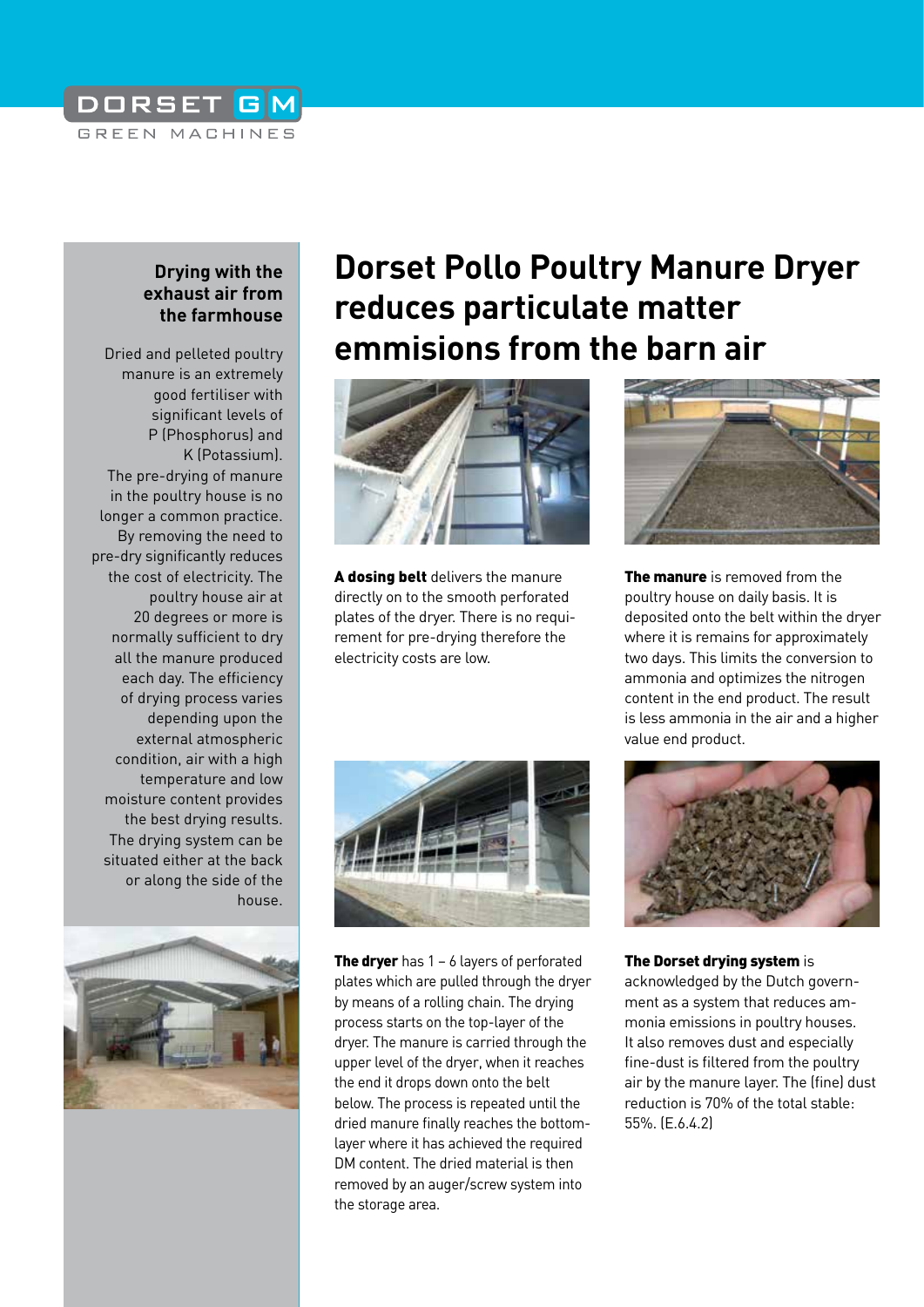DORSET GM

GREEN MACHINES

# Dorset Pollo Poultry Manure Dryer reduces particulate matter emmisions from the barn air

## Drying with the exhaust air from the farmhouse

Dried and pelleted poultry manure is an extremely good fertiliser with significant levels of P (Phosphorus) and K (Potassium). The pre-drying of manure in the poultry house is no longer a common practice. By removing the need to pre-dry significantly reduces the cost of electricity. The poultry house air at 20 degrees or more is normally sufficient to dry all the manure produced each day. The efficiency of drying process varies depending upon the external atmospheric condition, air with a high temperature and low moisture content provides the best drying results. The drying system can be situated either at the back or along the side of the house.

**A dosing belt** delivers the manure directly on to the smooth perforated plates of the dryer. There is no requirement for pre-drying therefore the electricity costs are low.

**The manure** is removed from the poultry house on daily basis. It is deposited onto the belt within the dryer where it is remains for approximately two days. This limits the conversion to ammonia and optimizes the nitrogen content in the end product. The result is less ammonia in the air and a higher value end product.

**The dryer** has 1 – 6 layers of perforated plates which are pulled through the dryer by means of a rolling chain. The drying process starts on the top-layer of the dryer. The manure is carried through the upper level of the dryer, when it reaches the end it drops down onto the belt below. The process is repeated until the dried manure finally reaches the bottom-layer where it has achieved the required DM content. The dried material is then removed by an auger/screw system into the storage area.

**The Dorset drying system** is acknowledged by the Dutch government as a system that reduces ammonia emissions in poultry houses. It also removes dust and especially fine-dust is filtered from the poultry air by the manure layer. The (fine) dust reduction is 70% of the total stable: 55%. (E.6.4.2)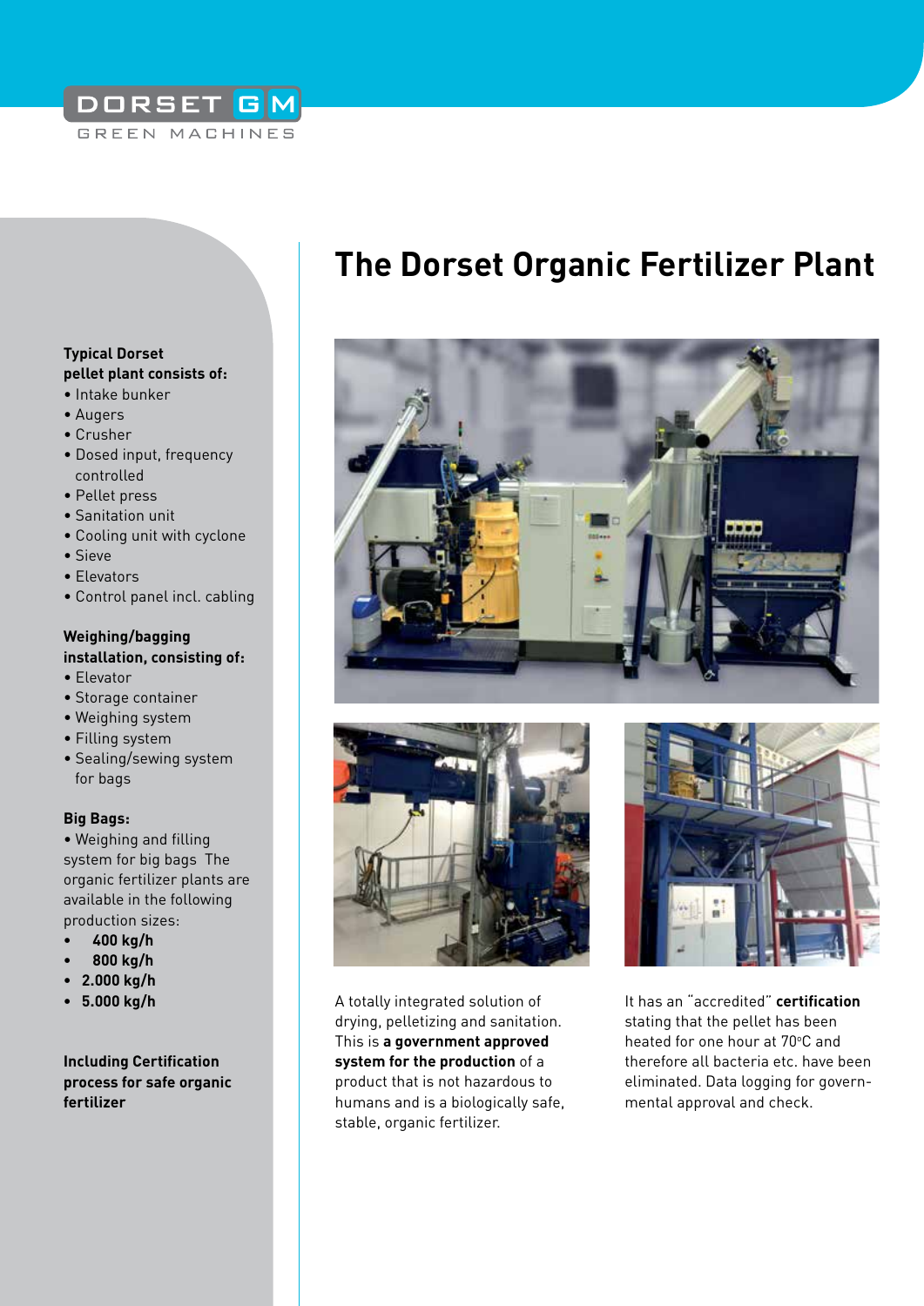DORSET GM

GREEN MACHINES

# The Dorset Organic Fertilizer Plant

**Typical Dorset pellet plant consists of:**

- Intake bunker
- Augers
- Crusher
- Dosed input, frequency controlled
- Pellet press
- Sanitation unit
- Cooling unit with cyclone
- Sieve
- Elevators
- Control panel incl. cabling

**Weighing/bagging installation, consisting of:**

- Elevator
- Storage container
- Weighing system
- Filling system
- Sealing/sewing system for bags

**Big Bags:**

- Weighing and filling system for big bags The organic fertilizer plants are available in the following production sizes:

- **400 kg/h**
- **800 kg/h**
- **2.000 kg/h**
- **5.000 kg/h**

**Including Certification process for safe organic fertilizer**

A totally integrated solution of drying, pelletizing and sanitation. This is **a government approved system for the production** of a product that is not hazardous to humans and is a biologically safe, stable, organic fertilizer.

It has an "accredited" **certification** stating that the pellet has been heated for one hour at 70°C and therefore all bacteria etc. have been eliminated. Data logging for governmental approval and check.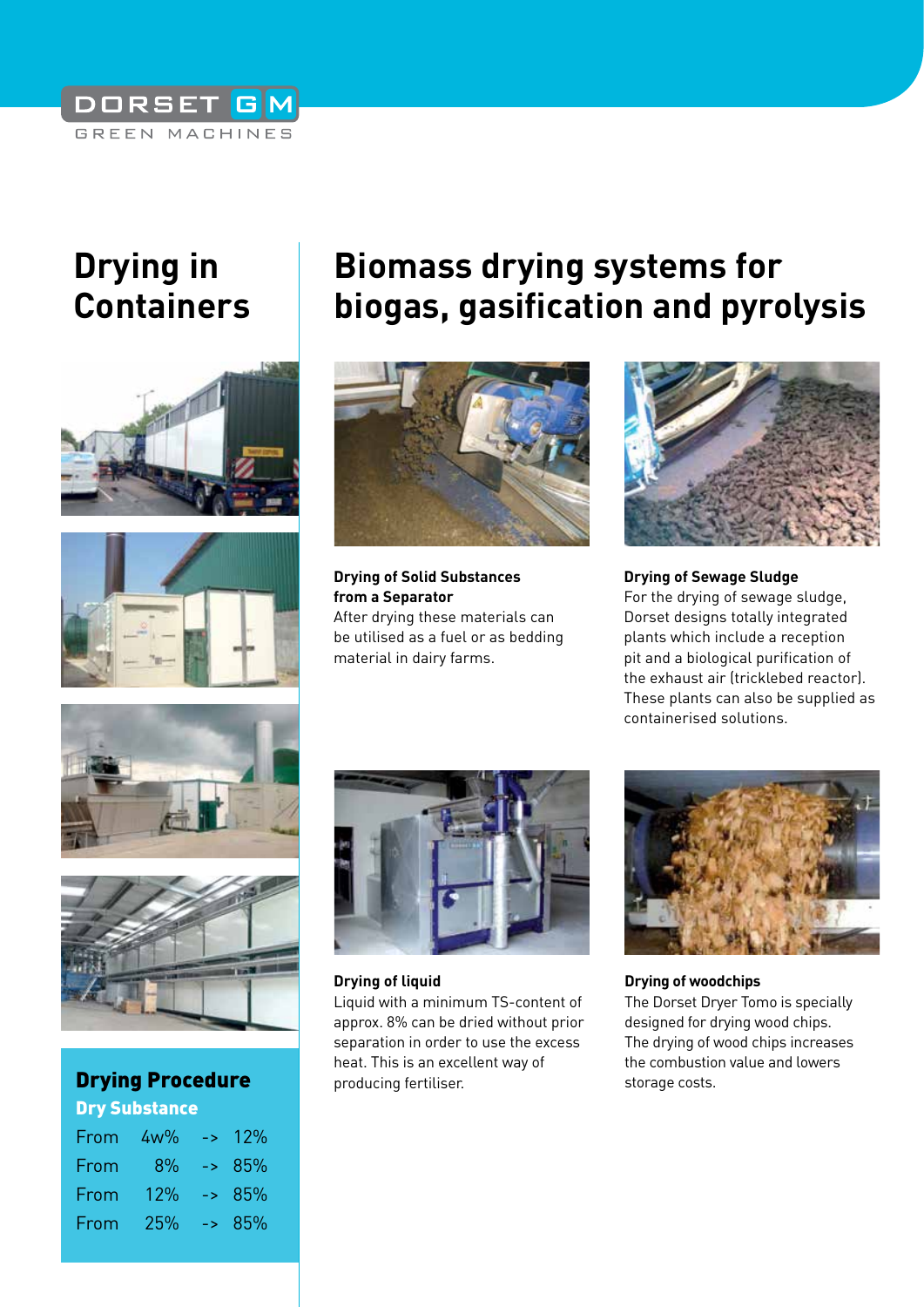# Drying in Containers

## Biomass drying systems for biogas, gasification and pyrolysis

**Drying of Solid Substances from a Separator**
After drying these materials can be utilised as a fuel or as bedding material in dairy farms.

**Drying of Sewage Sludge**
For the drying of sewage sludge, Dorset designs totally integrated plants which include a reception pit and a biological purification of the exhaust air (tricklebed reactor). These plants can also be supplied as containerised solutions.

**Drying of liquid**
Liquid with a minimum TS-content of approx. 8% can be dried without prior separation in order to use the excess heat. This is an excellent way of producing fertiliser.

**Drying of woodchips**
The Dorset Dryer Tomo is specially designed for drying wood chips. The drying of wood chips increases the combustion value and lowers storage costs.

### Drying Procedure

**Dry Substance**

| | | | |
|---|---|---|---|
| From | 4w% | -> | 12% |
| From | 8% | -> | 85% |
| From | 12% | -> | 85% |
| From | 25% | -> | 85% |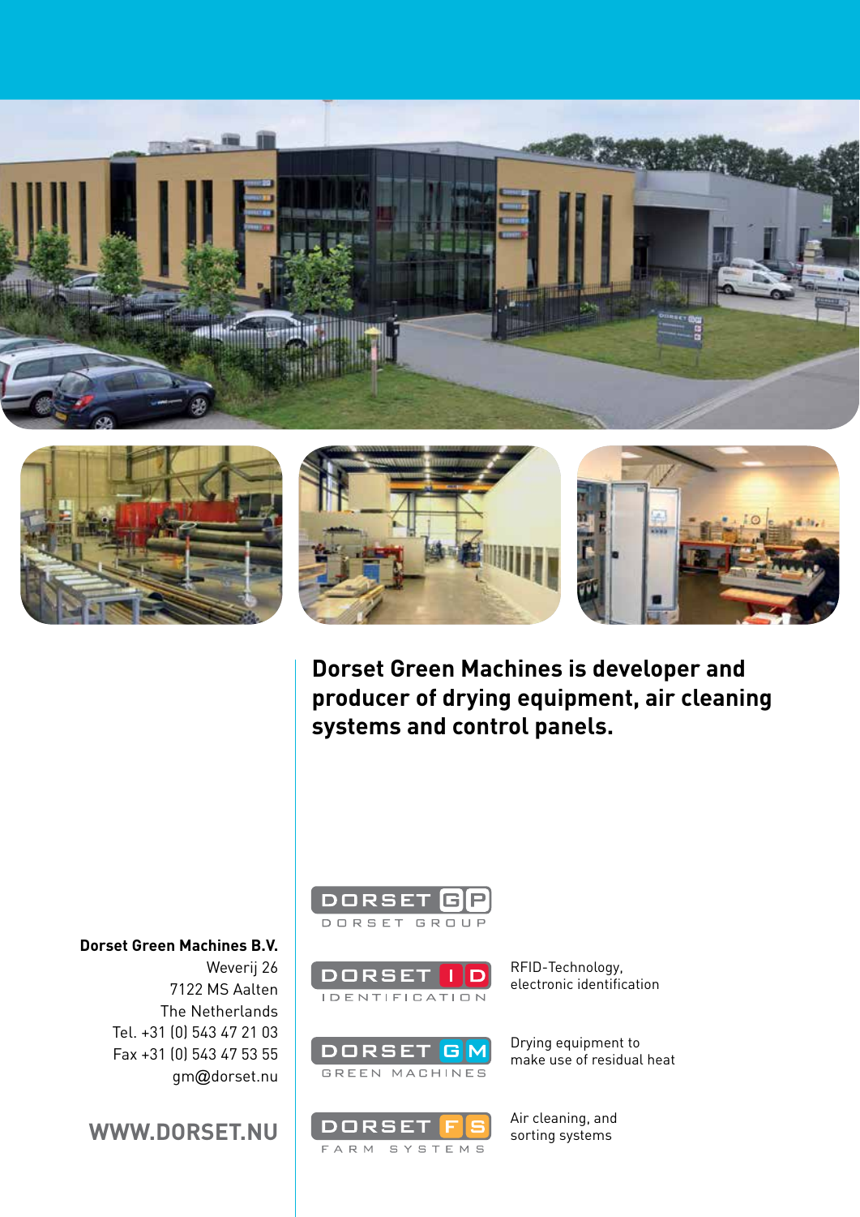**Dorset Green Machines is developer and producer of drying equipment, air cleaning systems and control panels.**

DORSET GP
DORSET GROUP

DORSET ID
IDENTIFICATION

RFID-Technology, electronic identification

DORSET GM
GREEN MACHINES

Drying equipment to make use of residual heat

DORSET FS
FARM SYSTEMS

Air cleaning, and sorting systems

**Dorset Green Machines B.V.**
Weverij 26
7122 MS Aalten
The Netherlands
Tel. +31 (0) 543 47 21 03
Fax +31 (0) 543 47 53 55
gm@dorset.nu

**WWW.DORSET.NU**